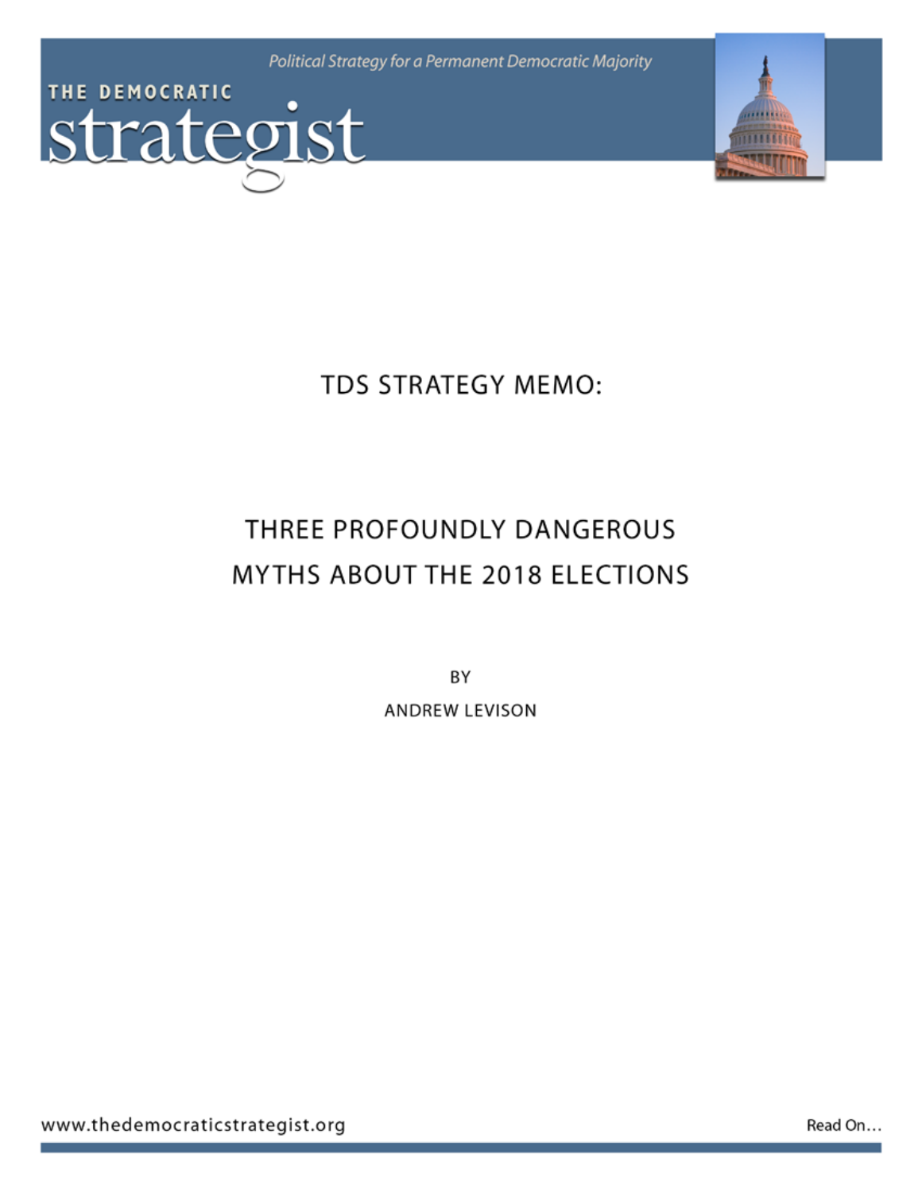THE DEMOCRATIC

# strategist

*Political Strategy for a Permanent Democratic Majority*

## TDS STRATEGY MEMO:

# THREE PROFOUNDLY DANGEROUS MYTHS ABOUT THE 2018 ELECTIONS

BY

ANDREW LEVISON

www.thedemocraticstrategist.org

Read On...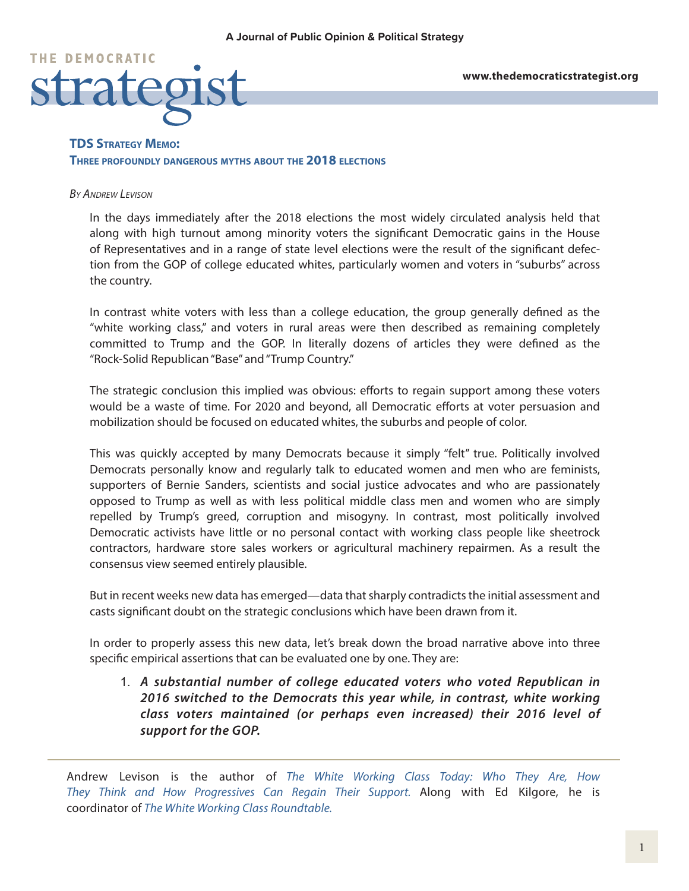# TDS Strategy Memo:

## Three profoundly dangerous myths about the 2018 elections

*By Andrew Levison*

In the days immediately after the 2018 elections the most widely circulated analysis held that along with high turnout among minority voters the significant Democratic gains in the House of Representatives and in a range of state level elections were the result of the significant defection from the GOP of college educated whites, particularly women and voters in "suburbs" across the country.

In contrast white voters with less than a college education, the group generally defined as the "white working class," and voters in rural areas were then described as remaining completely committed to Trump and the GOP. In literally dozens of articles they were defined as the "Rock-Solid Republican "Base" and "Trump Country."

The strategic conclusion this implied was obvious: efforts to regain support among these voters would be a waste of time. For 2020 and beyond, all Democratic efforts at voter persuasion and mobilization should be focused on educated whites, the suburbs and people of color.

This was quickly accepted by many Democrats because it simply "felt" true. Politically involved Democrats personally know and regularly talk to educated women and men who are feminists, supporters of Bernie Sanders, scientists and social justice advocates and who are passionately opposed to Trump as well as with less political middle class men and women who are simply repelled by Trump's greed, corruption and misogyny. In contrast, most politically involved Democratic activists have little or no personal contact with working class people like sheetrock contractors, hardware store sales workers or agricultural machinery repairmen. As a result the consensus view seemed entirely plausible.

But in recent weeks new data has emerged—data that sharply contradicts the initial assessment and casts significant doubt on the strategic conclusions which have been drawn from it.

In order to properly assess this new data, let's break down the broad narrative above into three specific empirical assertions that can be evaluated one by one. They are:

1. ***A substantial number of college educated voters who voted Republican in 2016 switched to the Democrats this year while, in contrast, white working class voters maintained (or perhaps even increased) their 2016 level of support for the GOP.***

---

Andrew Levison is the author of *The White Working Class Today: Who They Are, How They Think and How Progressives Can Regain Their Support.* Along with Ed Kilgore, he is coordinator of *The White Working Class Roundtable.*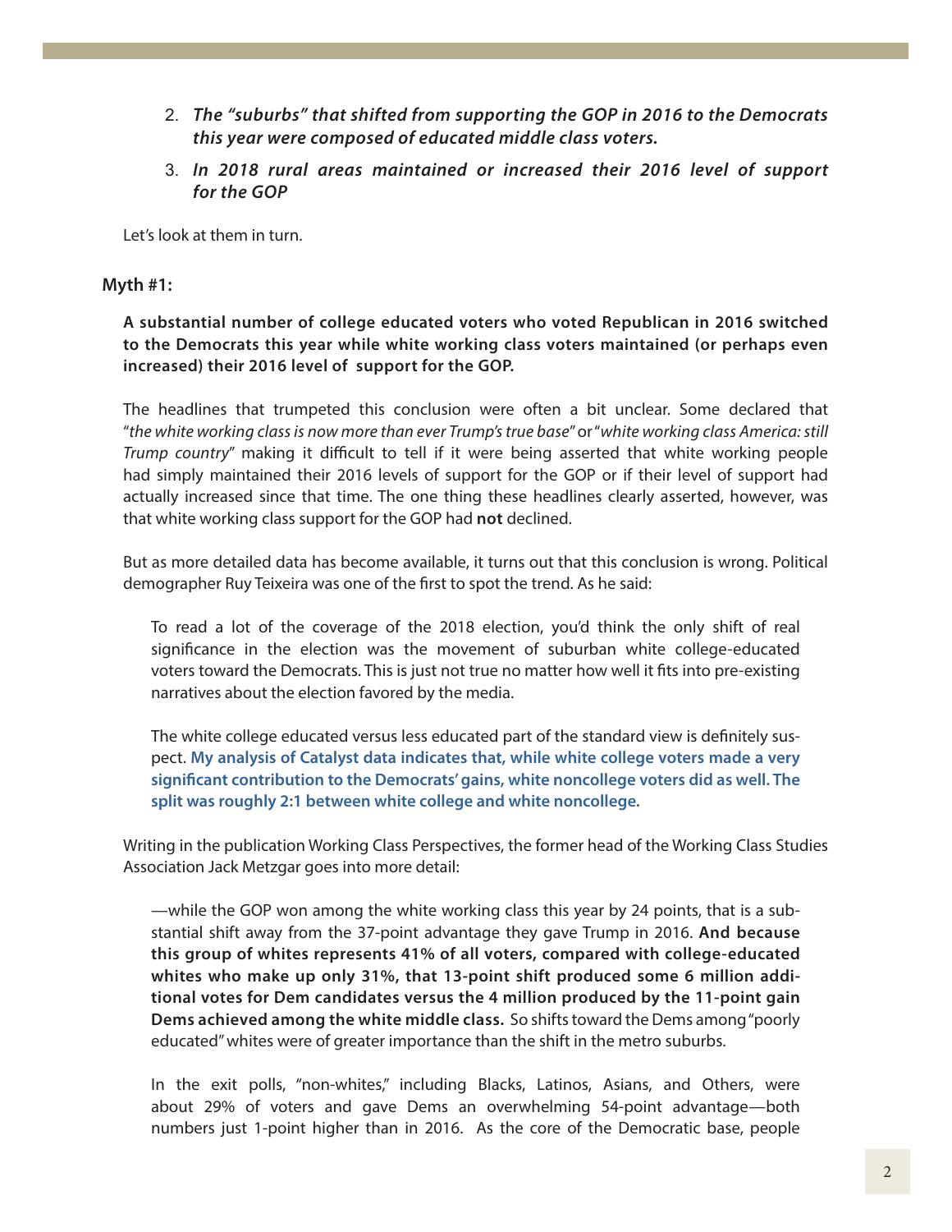2. ***The "suburbs" that shifted from supporting the GOP in 2016 to the Democrats this year were composed of educated middle class voters.***

3. ***In 2018 rural areas maintained or increased their 2016 level of support for the GOP***

Let's look at them in turn.

### Myth #1:

**A substantial number of college educated voters who voted Republican in 2016 switched to the Democrats this year while white working class voters maintained (or perhaps even increased) their 2016 level of support for the GOP.**

The headlines that trumpeted this conclusion were often a bit unclear. Some declared that "*the white working class is now more than ever Trump's true base*" or "*white working class America: still Trump country*" making it difficult to tell if it were being asserted that white working people had simply maintained their 2016 levels of support for the GOP or if their level of support had actually increased since that time. The one thing these headlines clearly asserted, however, was that white working class support for the GOP had **not** declined.

But as more detailed data has become available, it turns out that this conclusion is wrong. Political demographer Ruy Teixeira was one of the first to spot the trend. As he said:

> To read a lot of the coverage of the 2018 election, you'd think the only shift of real significance in the election was the movement of suburban white college-educated voters toward the Democrats. This is just not true no matter how well it fits into pre-existing narratives about the election favored by the media.
>
> The white college educated versus less educated part of the standard view is definitely suspect. **My analysis of Catalyst data indicates that, while white college voters made a very significant contribution to the Democrats' gains, white noncollege voters did as well. The split was roughly 2:1 between white college and white noncollege.**

Writing in the publication Working Class Perspectives, the former head of the Working Class Studies Association Jack Metzgar goes into more detail:

> —while the GOP won among the white working class this year by 24 points, that is a substantial shift away from the 37-point advantage they gave Trump in 2016. **And because this group of whites represents 41% of all voters, compared with college-educated whites who make up only 31%, that 13-point shift produced some 6 million additional votes for Dem candidates versus the 4 million produced by the 11-point gain Dems achieved among the white middle class.** So shifts toward the Dems among "poorly educated" whites were of greater importance than the shift in the metro suburbs.
>
> In the exit polls, "non-whites," including Blacks, Latinos, Asians, and Others, were about 29% of voters and gave Dems an overwhelming 54-point advantage—both numbers just 1-point higher than in 2016. As the core of the Democratic base, people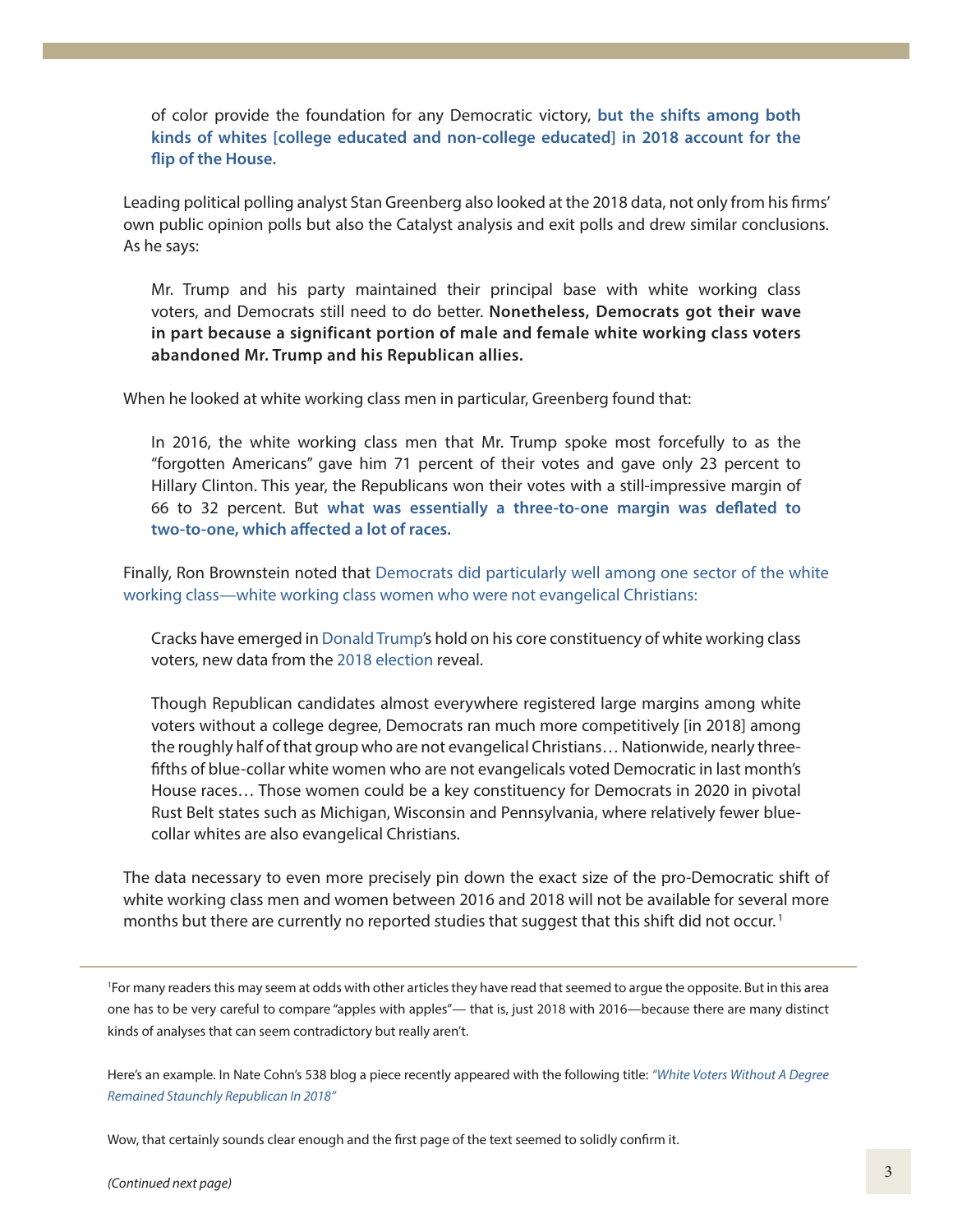> of color provide the foundation for any Democratic victory, **but the shifts among both kinds of whites [college educated and non-college educated] in 2018 account for the flip of the House.**

Leading political polling analyst Stan Greenberg also looked at the 2018 data, not only from his firms' own public opinion polls but also the Catalyst analysis and exit polls and drew similar conclusions. As he says:

> Mr. Trump and his party maintained their principal base with white working class voters, and Democrats still need to do better. **Nonetheless, Democrats got their wave in part because a significant portion of male and female white working class voters abandoned Mr. Trump and his Republican allies.**

When he looked at white working class men in particular, Greenberg found that:

> In 2016, the white working class men that Mr. Trump spoke most forcefully to as the "forgotten Americans" gave him 71 percent of their votes and gave only 23 percent to Hillary Clinton. This year, the Republicans won their votes with a still-impressive margin of 66 to 32 percent. But **what was essentially a three-to-one margin was deflated to two-to-one, which affected a lot of races.**

Finally, Ron Brownstein noted that Democrats did particularly well among one sector of the white working class—white working class women who were not evangelical Christians:

> Cracks have emerged in Donald Trump's hold on his core constituency of white working class voters, new data from the 2018 election reveal.
>
> Though Republican candidates almost everywhere registered large margins among white voters without a college degree, Democrats ran much more competitively [in 2018] among the roughly half of that group who are not evangelical Christians… Nationwide, nearly three-fifths of blue-collar white women who are not evangelicals voted Democratic in last month's House races… Those women could be a key constituency for Democrats in 2020 in pivotal Rust Belt states such as Michigan, Wisconsin and Pennsylvania, where relatively fewer blue-collar whites are also evangelical Christians.

The data necessary to even more precisely pin down the exact size of the pro-Democratic shift of white working class men and women between 2016 and 2018 will not be available for several more months but there are currently no reported studies that suggest that this shift did not occur.[1]

---

[1]For many readers this may seem at odds with other articles they have read that seemed to argue the opposite. But in this area one has to be very careful to compare "apples with apples"— that is, just 2018 with 2016—because there are many distinct kinds of analyses that can seem contradictory but really aren't.

Here's an example. In Nate Cohn's 538 blog a piece recently appeared with the following title: *"White Voters Without A Degree Remained Staunchly Republican In 2018"*

Wow, that certainly sounds clear enough and the first page of the text seemed to solidly confirm it.

*(Continued next page)*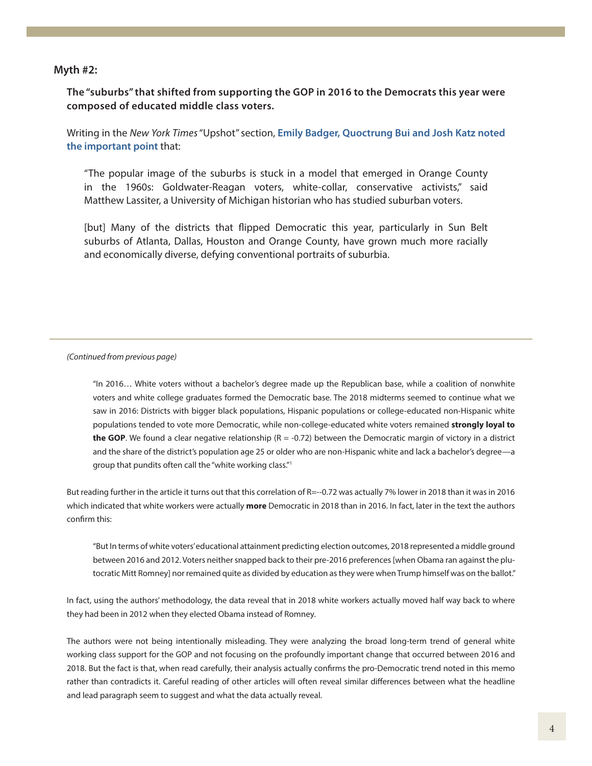**Myth #2:**

**The "suburbs" that shifted from supporting the GOP in 2016 to the Democrats this year were composed of educated middle class voters.**

Writing in the *New York Times* "Upshot" section, **Emily Badger, Quoctrung Bui and Josh Katz noted the important point** that:

> "The popular image of the suburbs is stuck in a model that emerged in Orange County in the 1960s: Goldwater-Reagan voters, white-collar, conservative activists," said Matthew Lassiter, a University of Michigan historian who has studied suburban voters.
>
> [but] Many of the districts that flipped Democratic this year, particularly in Sun Belt suburbs of Atlanta, Dallas, Houston and Orange County, have grown much more racially and economically diverse, defying conventional portraits of suburbia.

---

*(Continued from previous page)*

> "In 2016… White voters without a bachelor's degree made up the Republican base, while a coalition of nonwhite voters and white college graduates formed the Democratic base. The 2018 midterms seemed to continue what we saw in 2016: Districts with bigger black populations, Hispanic populations or college-educated non-Hispanic white populations tended to vote more Democratic, while non-college-educated white voters remained **strongly loyal to the GOP**. We found a clear negative relationship ($R = -0.72$) between the Democratic margin of victory in a district and the share of the district's population age 25 or older who are non-Hispanic white and lack a bachelor's degree—a group that pundits often call the "white working class."[1]

But reading further in the article it turns out that this correlation of R=--0.72 was actually 7% lower in 2018 than it was in 2016 which indicated that white workers were actually **more** Democratic in 2018 than in 2016. In fact, later in the text the authors confirm this:

> "But In terms of white voters' educational attainment predicting election outcomes, 2018 represented a middle ground between 2016 and 2012. Voters neither snapped back to their pre-2016 preferences [when Obama ran against the plutocratic Mitt Romney] nor remained quite as divided by education as they were when Trump himself was on the ballot."

In fact, using the authors' methodology, the data reveal that in 2018 white workers actually moved half way back to where they had been in 2012 when they elected Obama instead of Romney.

The authors were not being intentionally misleading. They were analyzing the broad long-term trend of general white working class support for the GOP and not focusing on the profoundly important change that occurred between 2016 and 2018. But the fact is that, when read carefully, their analysis actually confirms the pro-Democratic trend noted in this memo rather than contradicts it. Careful reading of other articles will often reveal similar differences between what the headline and lead paragraph seem to suggest and what the data actually reveal.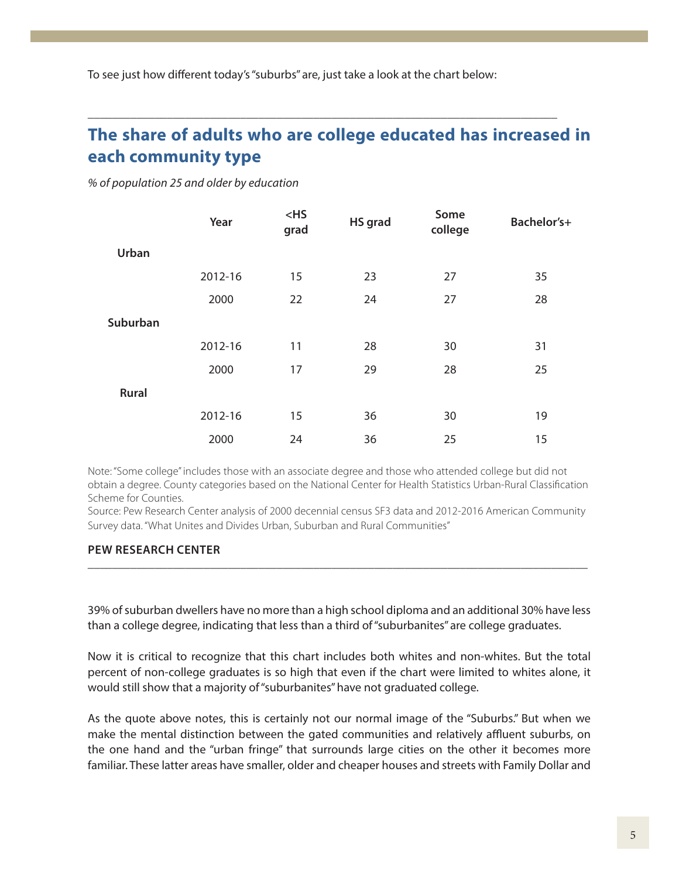To see just how different today's "suburbs" are, just take a look at the chart below:

## The share of adults who are college educated has increased in each community type

*% of population 25 and older by education*

| | Year | <HS grad | HS grad | Some college | Bachelor's+ |
|---|---|---|---|---|---|
| **Urban** | | | | | |
| | 2012-16 | 15 | 23 | 27 | 35 |
| | 2000 | 22 | 24 | 27 | 28 |
| **Suburban** | | | | | |
| | 2012-16 | 11 | 28 | 30 | 31 |
| | 2000 | 17 | 29 | 28 | 25 |
| **Rural** | | | | | |
| | 2012-16 | 15 | 36 | 30 | 19 |
| | 2000 | 24 | 36 | 25 | 15 |

Note: "Some college" includes those with an associate degree and those who attended college but did not obtain a degree. County categories based on the National Center for Health Statistics Urban-Rural Classification Scheme for Counties.
Source: Pew Research Center analysis of 2000 decennial census SF3 data and 2012-2016 American Community Survey data. "What Unites and Divides Urban, Suburban and Rural Communities"

**PEW RESEARCH CENTER**

39% of suburban dwellers have no more than a high school diploma and an additional 30% have less than a college degree, indicating that less than a third of "suburbanites" are college graduates.

Now it is critical to recognize that this chart includes both whites and non-whites. But the total percent of non-college graduates is so high that even if the chart were limited to whites alone, it would still show that a majority of "suburbanites" have not graduated college.

As the quote above notes, this is certainly not our normal image of the "Suburbs." But when we make the mental distinction between the gated communities and relatively affluent suburbs, on the one hand and the "urban fringe" that surrounds large cities on the other it becomes more familiar. These latter areas have smaller, older and cheaper houses and streets with Family Dollar and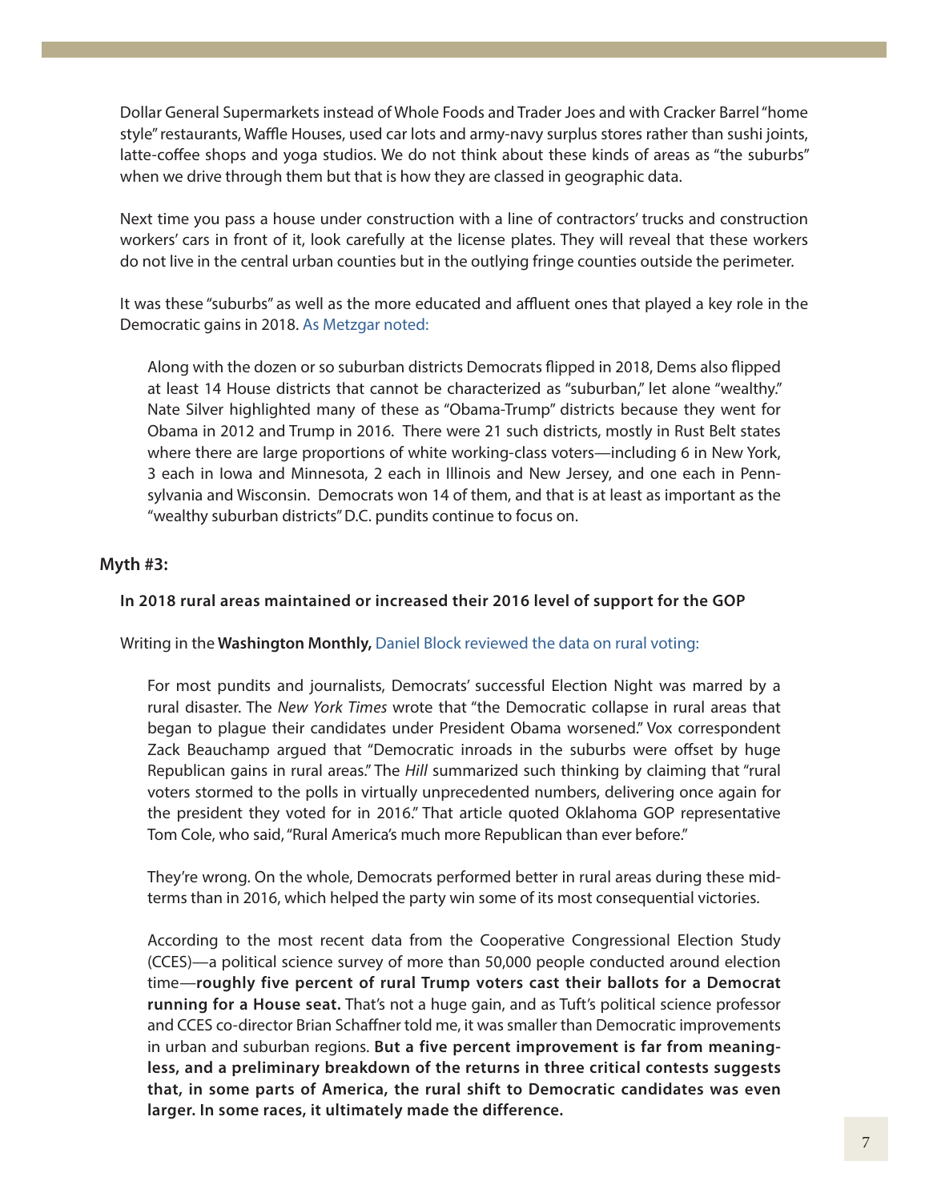Dollar General Supermarkets instead of Whole Foods and Trader Joes and with Cracker Barrel "home style" restaurants, Waffle Houses, used car lots and army-navy surplus stores rather than sushi joints, latte-coffee shops and yoga studios. We do not think about these kinds of areas as "the suburbs" when we drive through them but that is how they are classed in geographic data.

Next time you pass a house under construction with a line of contractors' trucks and construction workers' cars in front of it, look carefully at the license plates. They will reveal that these workers do not live in the central urban counties but in the outlying fringe counties outside the perimeter.

It was these "suburbs" as well as the more educated and affluent ones that played a key role in the Democratic gains in 2018. As Metzgar noted:

> Along with the dozen or so suburban districts Democrats flipped in 2018, Dems also flipped at least 14 House districts that cannot be characterized as "suburban," let alone "wealthy." Nate Silver highlighted many of these as "Obama-Trump" districts because they went for Obama in 2012 and Trump in 2016. There were 21 such districts, mostly in Rust Belt states where there are large proportions of white working-class voters—including 6 in New York, 3 each in Iowa and Minnesota, 2 each in Illinois and New Jersey, and one each in Pennsylvania and Wisconsin. Democrats won 14 of them, and that is at least as important as the "wealthy suburban districts" D.C. pundits continue to focus on.

### Myth #3:

**In 2018 rural areas maintained or increased their 2016 level of support for the GOP**

Writing in the **Washington Monthly,** Daniel Block reviewed the data on rural voting:

> For most pundits and journalists, Democrats' successful Election Night was marred by a rural disaster. The *New York Times* wrote that "the Democratic collapse in rural areas that began to plague their candidates under President Obama worsened." Vox correspondent Zack Beauchamp argued that "Democratic inroads in the suburbs were offset by huge Republican gains in rural areas." The *Hill* summarized such thinking by claiming that "rural voters stormed to the polls in virtually unprecedented numbers, delivering once again for the president they voted for in 2016." That article quoted Oklahoma GOP representative Tom Cole, who said, "Rural America's much more Republican than ever before."
>
> They're wrong. On the whole, Democrats performed better in rural areas during these midterms than in 2016, which helped the party win some of its most consequential victories.
>
> According to the most recent data from the Cooperative Congressional Election Study (CCES)—a political science survey of more than 50,000 people conducted around election time—**roughly five percent of rural Trump voters cast their ballots for a Democrat running for a House seat.** That's not a huge gain, and as Tuft's political science professor and CCES co-director Brian Schaffner told me, it was smaller than Democratic improvements in urban and suburban regions. **But a five percent improvement is far from meaningless, and a preliminary breakdown of the returns in three critical contests suggests that, in some parts of America, the rural shift to Democratic candidates was even larger. In some races, it ultimately made the difference.**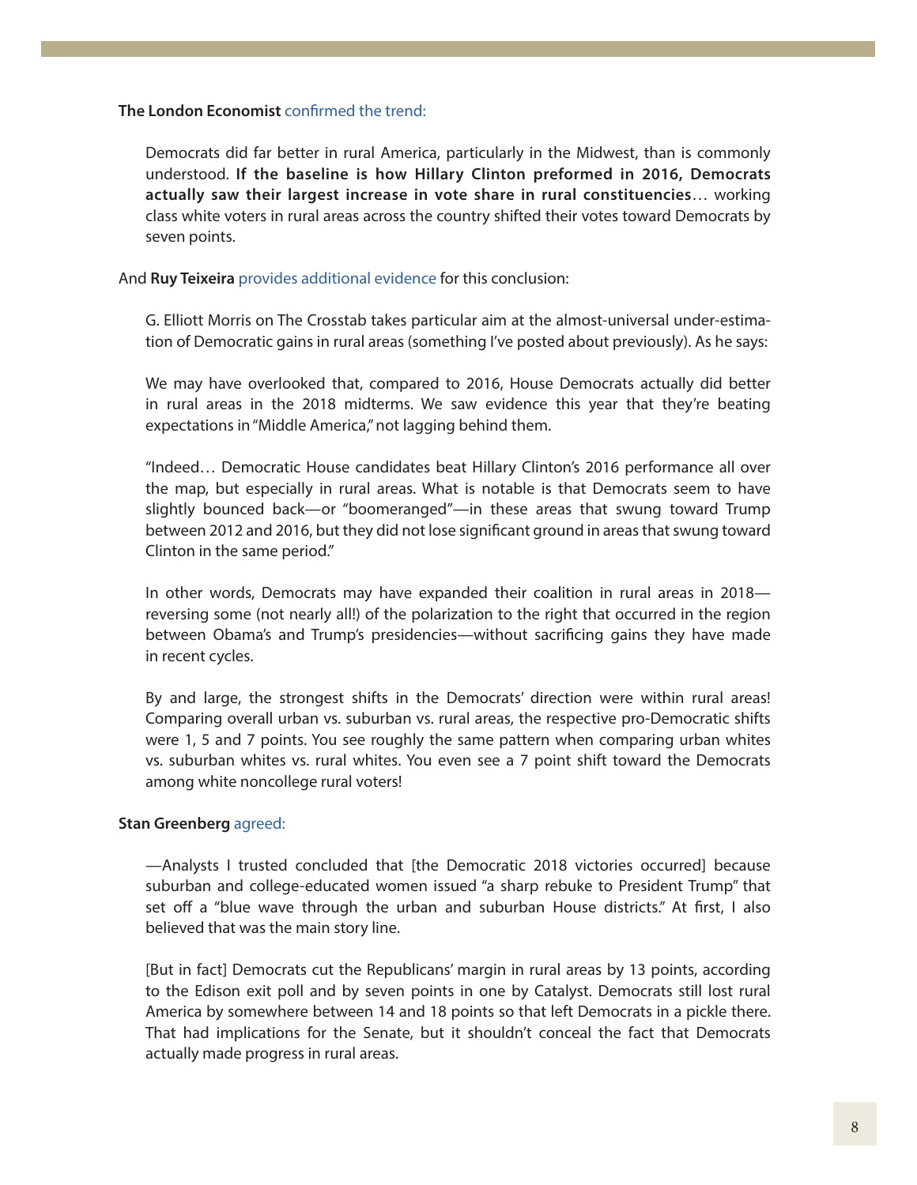**The London Economist** confirmed the trend:

> Democrats did far better in rural America, particularly in the Midwest, than is commonly understood. **If the baseline is how Hillary Clinton preformed in 2016, Democrats actually saw their largest increase in vote share in rural constituencies**… working class white voters in rural areas across the country shifted their votes toward Democrats by seven points.

And **Ruy Teixeira** provides additional evidence for this conclusion:

> G. Elliott Morris on The Crosstab takes particular aim at the almost-universal under-estimation of Democratic gains in rural areas (something I've posted about previously). As he says:
>
> We may have overlooked that, compared to 2016, House Democrats actually did better in rural areas in the 2018 midterms. We saw evidence this year that they're beating expectations in "Middle America," not lagging behind them.
>
> "Indeed… Democratic House candidates beat Hillary Clinton's 2016 performance all over the map, but especially in rural areas. What is notable is that Democrats seem to have slightly bounced back—or "boomeranged"—in these areas that swung toward Trump between 2012 and 2016, but they did not lose significant ground in areas that swung toward Clinton in the same period."
>
> In other words, Democrats may have expanded their coalition in rural areas in 2018—reversing some (not nearly all!) of the polarization to the right that occurred in the region between Obama's and Trump's presidencies—without sacrificing gains they have made in recent cycles.
>
> By and large, the strongest shifts in the Democrats' direction were within rural areas! Comparing overall urban vs. suburban vs. rural areas, the respective pro-Democratic shifts were 1, 5 and 7 points. You see roughly the same pattern when comparing urban whites vs. suburban whites vs. rural whites. You even see a 7 point shift toward the Democrats among white noncollege rural voters!

**Stan Greenberg** agreed:

> —Analysts I trusted concluded that [the Democratic 2018 victories occurred] because suburban and college-educated women issued "a sharp rebuke to President Trump" that set off a "blue wave through the urban and suburban House districts." At first, I also believed that was the main story line.
>
> [But in fact] Democrats cut the Republicans' margin in rural areas by 13 points, according to the Edison exit poll and by seven points in one by Catalyst. Democrats still lost rural America by somewhere between 14 and 18 points so that left Democrats in a pickle there. That had implications for the Senate, but it shouldn't conceal the fact that Democrats actually made progress in rural areas.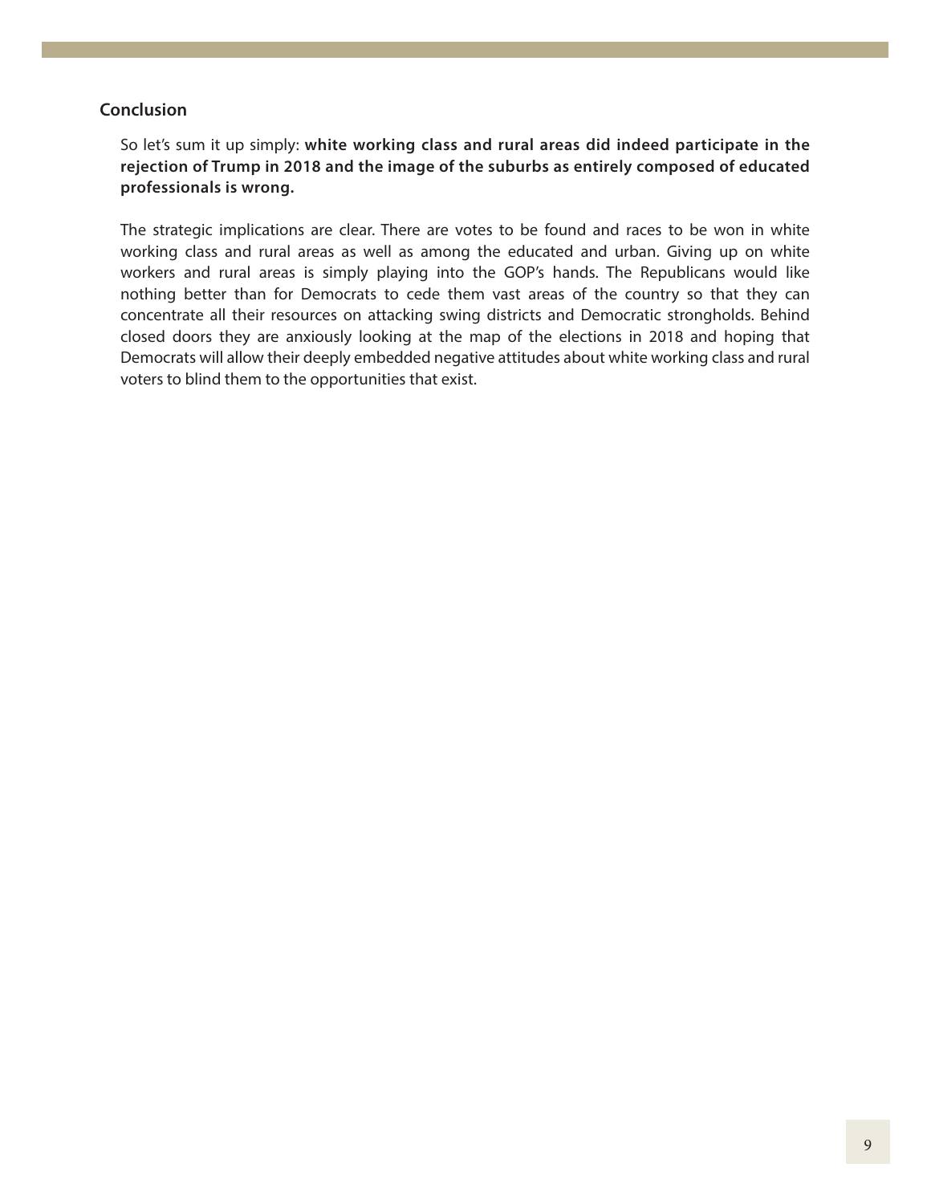## Conclusion

So let's sum it up simply: **white working class and rural areas did indeed participate in the rejection of Trump in 2018 and the image of the suburbs as entirely composed of educated professionals is wrong.**

The strategic implications are clear. There are votes to be found and races to be won in white working class and rural areas as well as among the educated and urban. Giving up on white workers and rural areas is simply playing into the GOP's hands. The Republicans would like nothing better than for Democrats to cede them vast areas of the country so that they can concentrate all their resources on attacking swing districts and Democratic strongholds. Behind closed doors they are anxiously looking at the map of the elections in 2018 and hoping that Democrats will allow their deeply embedded negative attitudes about white working class and rural voters to blind them to the opportunities that exist.